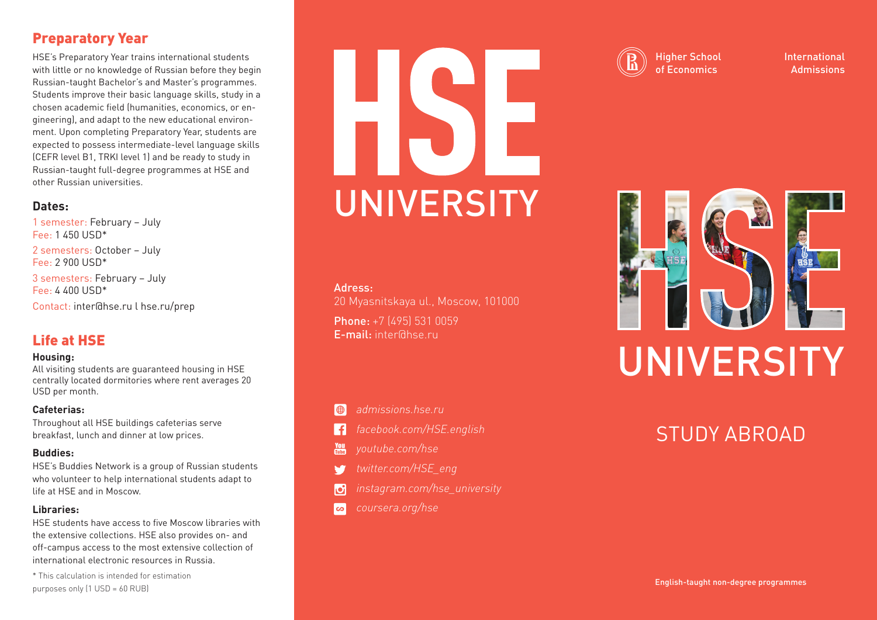## Preparatory Year

HSE's Preparatory Year trains international students with little or no knowledge of Russian before they begin Russian-taught Bachelor's and Master's programmes. Students improve their basic language skills, study in a chosen academic field (humanities, economics, or engineering), and adapt to the new educational environment. Upon completing Preparatory Year, students are expected to possess intermediate-level language skills (CEFR level B1, TRKI level 1) and be ready to study in Russian-taught full-degree programmes at HSE and other Russian universities.

### Dates:

1 semester: February – July
Fee: 1 450 USD*

2 semesters: October – July
Fee: 2 900 USD*

3 semesters: February – July
Fee: 4 400 USD*

Contact: inter@hse.ru l hse.ru/prep

## Life at HSE

#### Housing:

All visiting students are guaranteed housing in HSE centrally located dormitories where rent averages 20 USD per month.

#### Cafeterias:

Throughout all HSE buildings cafeterias serve breakfast, lunch and dinner at low prices.

#### Buddies:

HSE's Buddies Network is a group of Russian students who volunteer to help international students adapt to life at HSE and in Moscow.

#### Libraries:

HSE students have access to five Moscow libraries with the extensive collections. HSE also provides on- and off-campus access to the most extensive collection of international electronic resources in Russia.

\* This calculation is intended for estimation purposes only (1 USD = 60 RUB)

# HSE UNIVERSITY

**Adress:** 20 Myasnitskaya ul., Moscow, 101000

**Phone:** +7 (495) 531 0059
**E-mail:** inter@hse.ru

- *admissions.hse.ru*
- *facebook.com/HSE.english*
- *youtube.com/hse*
- *twitter.com/HSE_eng*
- *instagram.com/hse_university*
- *coursera.org/hse*

Higher School of Economics

International Admissions

# HSE UNIVERSITY

## STUDY ABROAD

English-taught non-degree programmes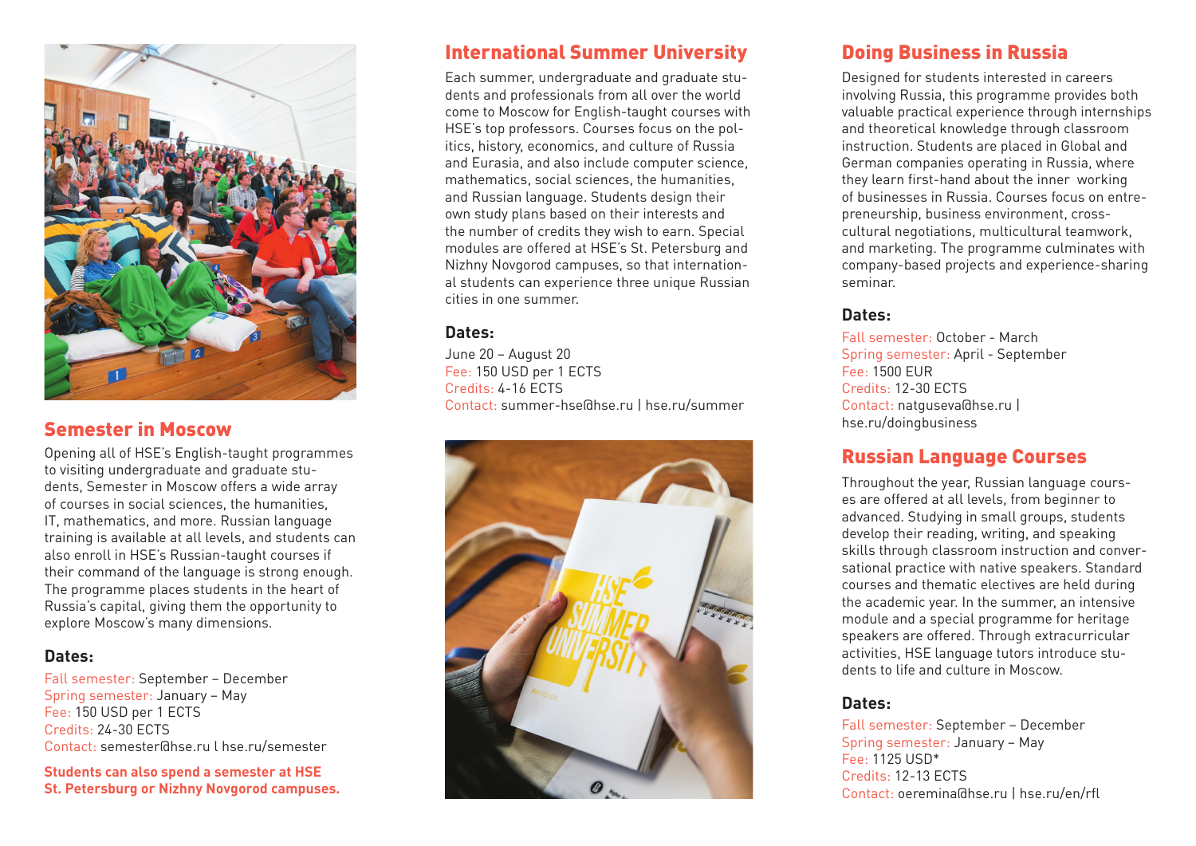## Semester in Moscow

Opening all of HSE's English-taught programmes to visiting undergraduate and graduate students, Semester in Moscow offers a wide array of courses in social sciences, the humanities, IT, mathematics, and more. Russian language training is available at all levels, and students can also enroll in HSE's Russian-taught courses if their command of the language is strong enough. The programme places students in the heart of Russia's capital, giving them the opportunity to explore Moscow's many dimensions.

### Dates:

Fall semester: September – December
Spring semester: January – May
Fee: 150 USD per 1 ECTS
Credits: 24-30 ECTS
Contact: semester@hse.ru l hse.ru/semester

**Students can also spend a semester at HSE St. Petersburg or Nizhny Novgorod campuses.**

## International Summer University

Each summer, undergraduate and graduate students and professionals from all over the world come to Moscow for English-taught courses with HSE's top professors. Courses focus on the politics, history, economics, and culture of Russia and Eurasia, and also include computer science, mathematics, social sciences, the humanities, and Russian language. Students design their own study plans based on their interests and the number of credits they wish to earn. Special modules are offered at HSE's St. Petersburg and Nizhny Novgorod campuses, so that international students can experience three unique Russian cities in one summer.

### Dates:

June 20 – August 20
Fee: 150 USD per 1 ECTS
Credits: 4-16 ECTS
Contact: summer-hse@hse.ru | hse.ru/summer

## Doing Business in Russia

Designed for students interested in careers involving Russia, this programme provides both valuable practical experience through internships and theoretical knowledge through classroom instruction. Students are placed in Global and German companies operating in Russia, where they learn first-hand about the inner working of businesses in Russia. Courses focus on entrepreneurship, business environment, cross-cultural negotiations, multicultural teamwork, and marketing. The programme culminates with company-based projects and experience-sharing seminar.

### Dates:

Fall semester: October - March
Spring semester: April - September
Fee: 1500 EUR
Credits: 12-30 ECTS
Contact: natguseva@hse.ru | hse.ru/doingbusiness

## Russian Language Courses

Throughout the year, Russian language courses are offered at all levels, from beginner to advanced. Studying in small groups, students develop their reading, writing, and speaking skills through classroom instruction and conversational practice with native speakers. Standard courses and thematic electives are held during the academic year. In the summer, an intensive module and a special programme for heritage speakers are offered. Through extracurricular activities, HSE language tutors introduce students to life and culture in Moscow.

### Dates:

Fall semester: September – December
Spring semester: January – May
Fee: 1125 USD*
Credits: 12-13 ECTS
Contact: oeremina@hse.ru | hse.ru/en/rfl